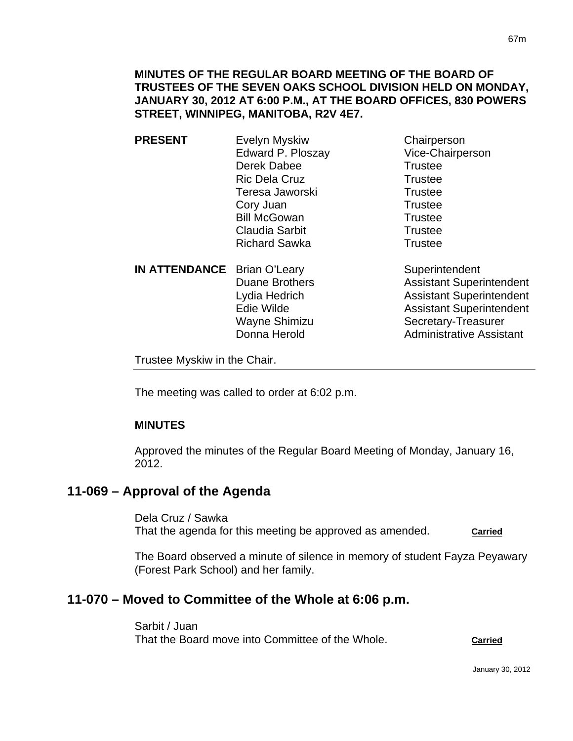**MINUTES OF THE REGULAR BOARD MEETING OF THE BOARD OF TRUSTEES OF THE SEVEN OAKS SCHOOL DIVISION HELD ON MONDAY, JANUARY 30, 2012 AT 6:00 P.M., AT THE BOARD OFFICES, 830 POWERS STREET, WINNIPEG, MANITOBA, R2V 4E7.**

| | | |
|---|---|---|
| **PRESENT** | Evelyn Myskiw | Chairperson |
| | Edward P. Ploszay | Vice-Chairperson |
| | Derek Dabee | Trustee |
| | Ric Dela Cruz | Trustee |
| | Teresa Jaworski | Trustee |
| | Cory Juan | Trustee |
| | Bill McGowan | Trustee |
| | Claudia Sarbit | Trustee |
| | Richard Sawka | Trustee |
| **IN ATTENDANCE** | Brian O'Leary | Superintendent |
| | Duane Brothers | Assistant Superintendent |
| | Lydia Hedrich | Assistant Superintendent |
| | Edie Wilde | Assistant Superintendent |
| | Wayne Shimizu | Secretary-Treasurer |
| | Donna Herold | Administrative Assistant |

Trustee Myskiw in the Chair.

The meeting was called to order at 6:02 p.m.

**MINUTES**

Approved the minutes of the Regular Board Meeting of Monday, January 16, 2012.

## 11-069 – Approval of the Agenda

Dela Cruz / Sawka
That the agenda for this meeting be approved as amended. **Carried**

The Board observed a minute of silence in memory of student Fayza Peyawary (Forest Park School) and her family.

## 11-070 – Moved to Committee of the Whole at 6:06 p.m.

Sarbit / Juan
That the Board move into Committee of the Whole. **Carried**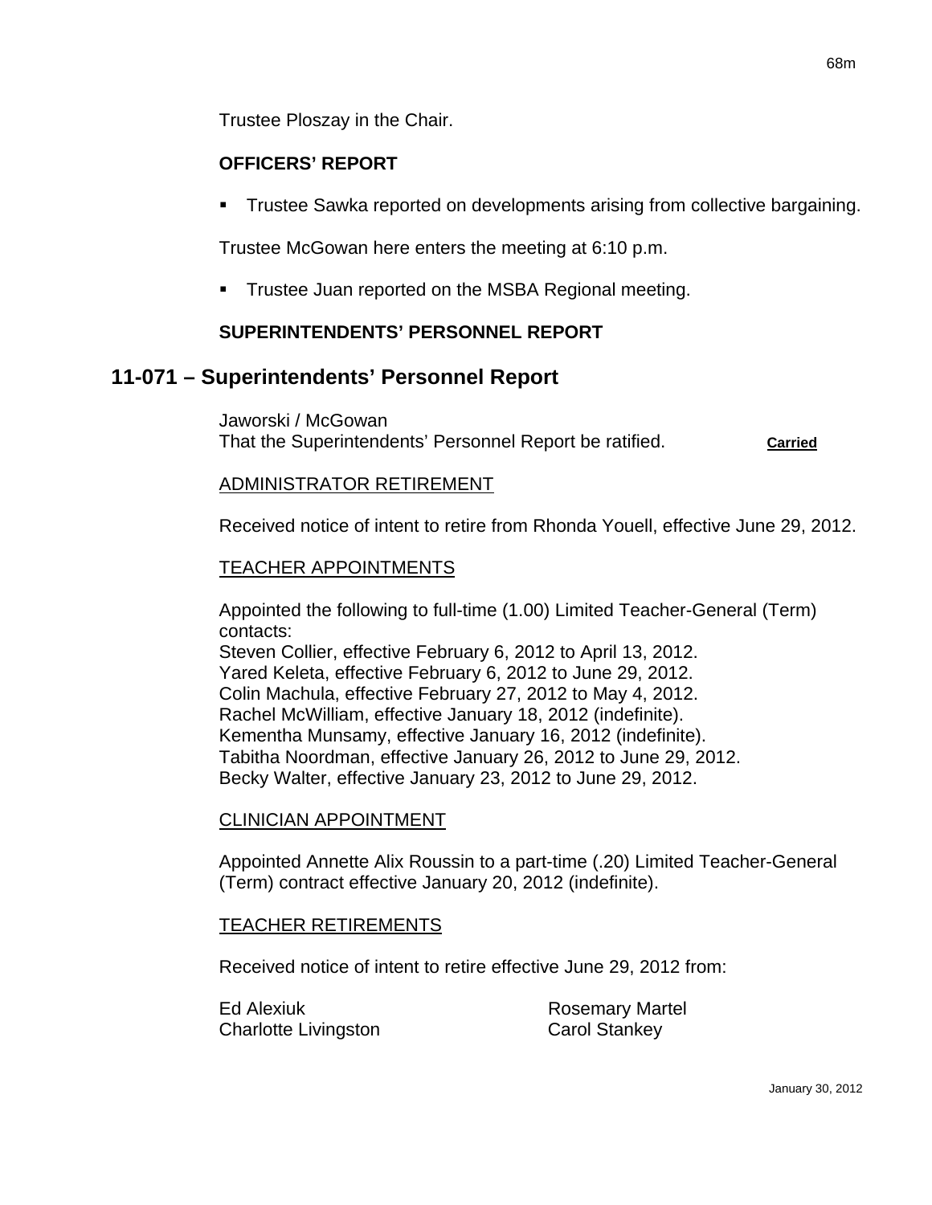Trustee Ploszay in the Chair.

**OFFICERS' REPORT**

- Trustee Sawka reported on developments arising from collective bargaining.

Trustee McGowan here enters the meeting at 6:10 p.m.

- Trustee Juan reported on the MSBA Regional meeting.

**SUPERINTENDENTS' PERSONNEL REPORT**

## 11-071 – Superintendents' Personnel Report

Jaworski / McGowan
That the Superintendents' Personnel Report be ratified. **Carried**

ADMINISTRATOR RETIREMENT

Received notice of intent to retire from Rhonda Youell, effective June 29, 2012.

TEACHER APPOINTMENTS

Appointed the following to full-time (1.00) Limited Teacher-General (Term) contacts:
Steven Collier, effective February 6, 2012 to April 13, 2012.
Yared Keleta, effective February 6, 2012 to June 29, 2012.
Colin Machula, effective February 27, 2012 to May 4, 2012.
Rachel McWilliam, effective January 18, 2012 (indefinite).
Kementha Munsamy, effective January 16, 2012 (indefinite).
Tabitha Noordman, effective January 26, 2012 to June 29, 2012.
Becky Walter, effective January 23, 2012 to June 29, 2012.

CLINICIAN APPOINTMENT

Appointed Annette Alix Roussin to a part-time (.20) Limited Teacher-General (Term) contract effective January 20, 2012 (indefinite).

TEACHER RETIREMENTS

Received notice of intent to retire effective June 29, 2012 from:

Ed Alexiuk
Charlotte Livingston
Rosemary Martel
Carol Stankey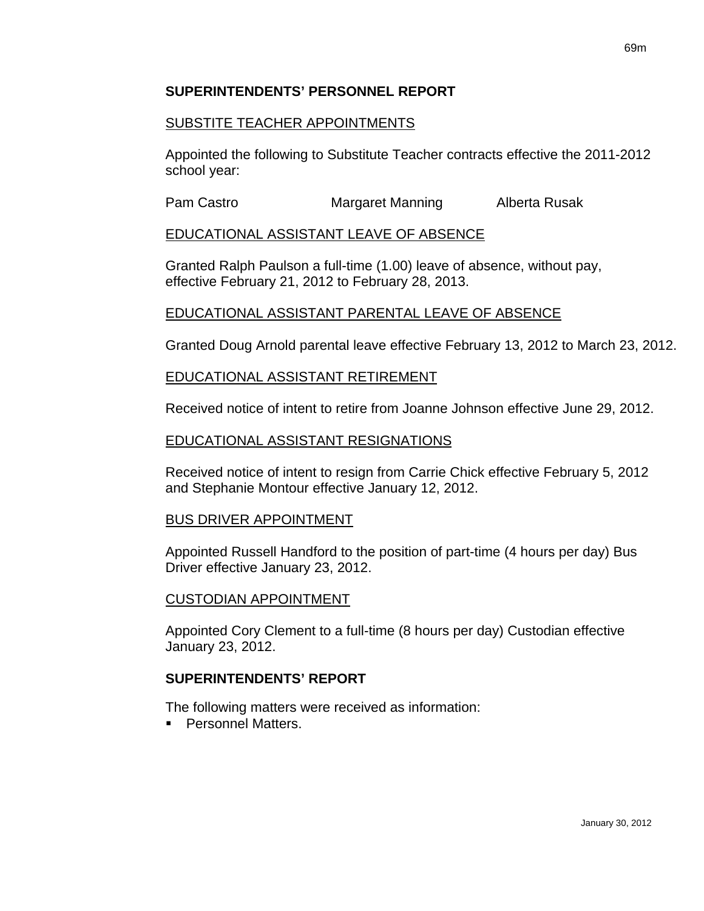## SUPERINTENDENTS' PERSONNEL REPORT

SUBSTITE TEACHER APPOINTMENTS

Appointed the following to Substitute Teacher contracts effective the 2011-2012 school year:

Pam Castro    Margaret Manning    Alberta Rusak

EDUCATIONAL ASSISTANT LEAVE OF ABSENCE

Granted Ralph Paulson a full-time (1.00) leave of absence, without pay, effective February 21, 2012 to February 28, 2013.

EDUCATIONAL ASSISTANT PARENTAL LEAVE OF ABSENCE

Granted Doug Arnold parental leave effective February 13, 2012 to March 23, 2012.

EDUCATIONAL ASSISTANT RETIREMENT

Received notice of intent to retire from Joanne Johnson effective June 29, 2012.

EDUCATIONAL ASSISTANT RESIGNATIONS

Received notice of intent to resign from Carrie Chick effective February 5, 2012 and Stephanie Montour effective January 12, 2012.

BUS DRIVER APPOINTMENT

Appointed Russell Handford to the position of part-time (4 hours per day) Bus Driver effective January 23, 2012.

CUSTODIAN APPOINTMENT

Appointed Cory Clement to a full-time (8 hours per day) Custodian effective January 23, 2012.

## SUPERINTENDENTS' REPORT

The following matters were received as information:

- Personnel Matters.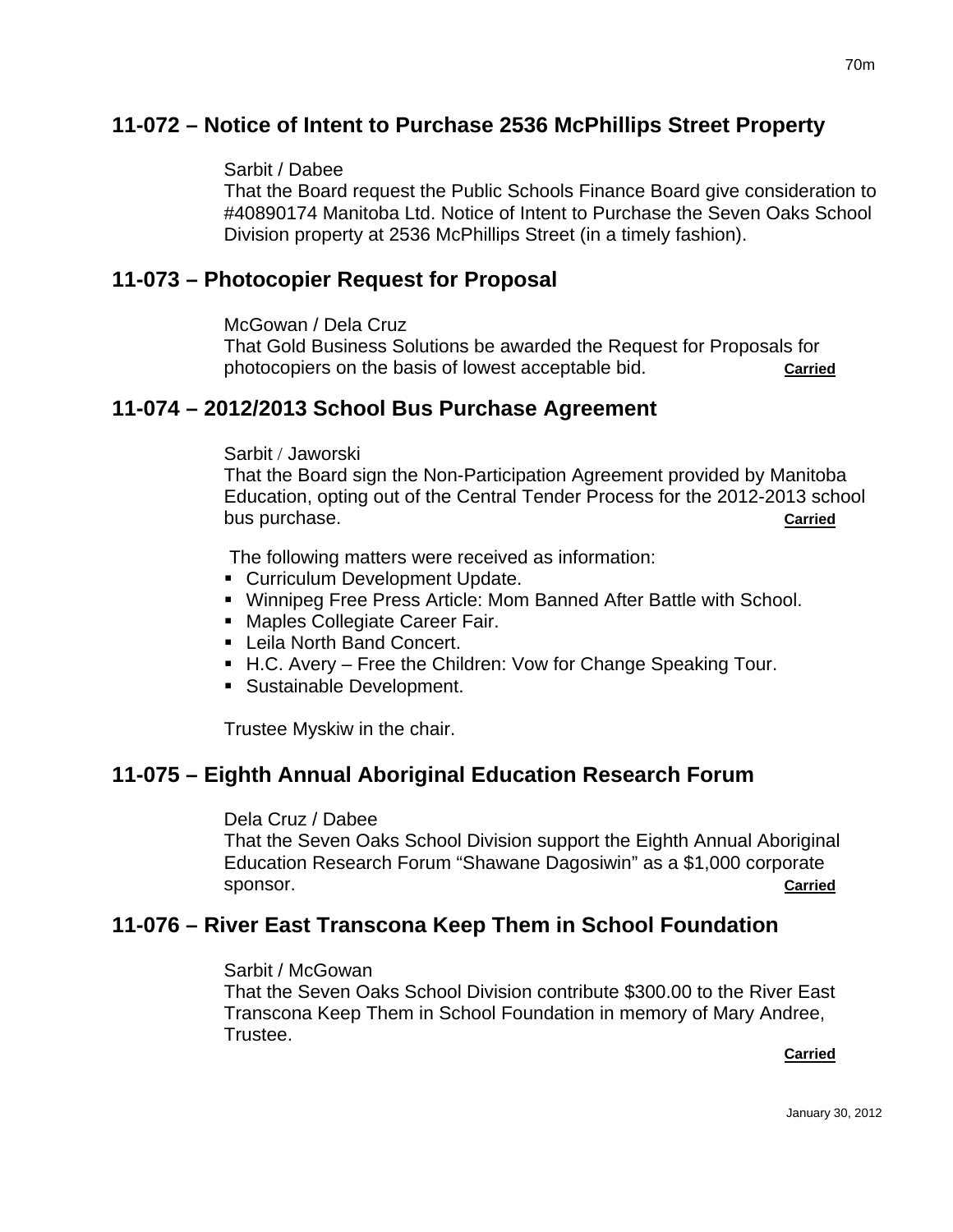## 11-072 – Notice of Intent to Purchase 2536 McPhillips Street Property

Sarbit / Dabee
That the Board request the Public Schools Finance Board give consideration to #40890174 Manitoba Ltd. Notice of Intent to Purchase the Seven Oaks School Division property at 2536 McPhillips Street (in a timely fashion).

## 11-073 – Photocopier Request for Proposal

McGowan / Dela Cruz
That Gold Business Solutions be awarded the Request for Proposals for photocopiers on the basis of lowest acceptable bid. **Carried**

## 11-074 – 2012/2013 School Bus Purchase Agreement

Sarbit / Jaworski
That the Board sign the Non-Participation Agreement provided by Manitoba Education, opting out of the Central Tender Process for the 2012-2013 school bus purchase. **Carried**

The following matters were received as information:

- Curriculum Development Update.
- Winnipeg Free Press Article: Mom Banned After Battle with School.
- Maples Collegiate Career Fair.
- Leila North Band Concert.
- H.C. Avery – Free the Children: Vow for Change Speaking Tour.
- Sustainable Development.

Trustee Myskiw in the chair.

## 11-075 – Eighth Annual Aboriginal Education Research Forum

Dela Cruz / Dabee
That the Seven Oaks School Division support the Eighth Annual Aboriginal Education Research Forum "Shawane Dagosiwin" as a $1,000 corporate sponsor. **Carried**

## 11-076 – River East Transcona Keep Them in School Foundation

Sarbit / McGowan
That the Seven Oaks School Division contribute $300.00 to the River East Transcona Keep Them in School Foundation in memory of Mary Andree, Trustee.

**Carried**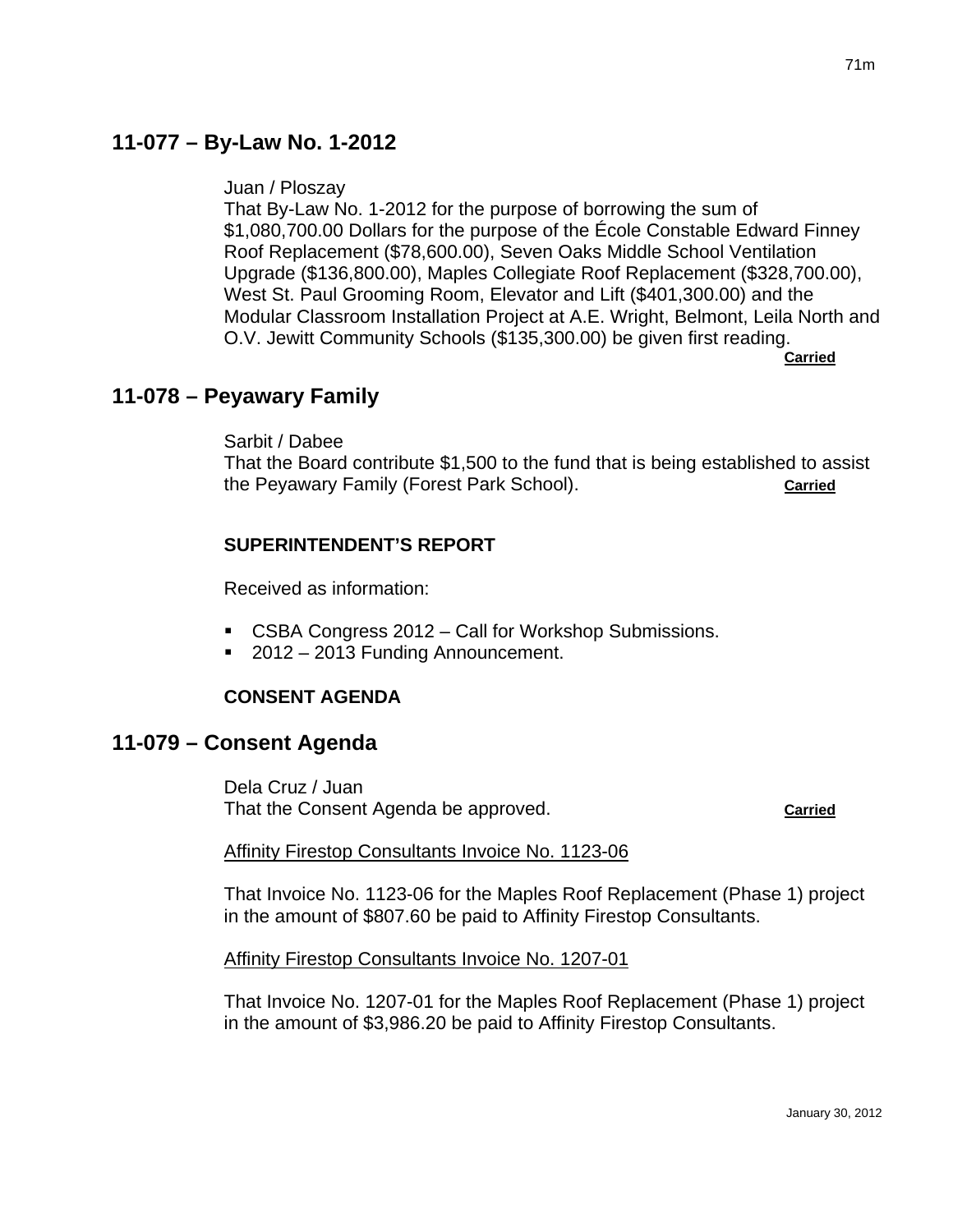## 11-077 – By-Law No. 1-2012

Juan / Ploszay
That By-Law No. 1-2012 for the purpose of borrowing the sum of $1,080,700.00 Dollars for the purpose of the École Constable Edward Finney Roof Replacement ($78,600.00), Seven Oaks Middle School Ventilation Upgrade ($136,800.00), Maples Collegiate Roof Replacement ($328,700.00), West St. Paul Grooming Room, Elevator and Lift ($401,300.00) and the Modular Classroom Installation Project at A.E. Wright, Belmont, Leila North and O.V. Jewitt Community Schools ($135,300.00) be given first reading.
**Carried**

## 11-078 – Peyawary Family

Sarbit / Dabee
That the Board contribute $1,500 to the fund that is being established to assist the Peyawary Family (Forest Park School). **Carried**

**SUPERINTENDENT'S REPORT**

Received as information:

- CSBA Congress 2012 – Call for Workshop Submissions.
- 2012 – 2013 Funding Announcement.

**CONSENT AGENDA**

## 11-079 – Consent Agenda

Dela Cruz / Juan
That the Consent Agenda be approved. **Carried**

Affinity Firestop Consultants Invoice No. 1123-06

That Invoice No. 1123-06 for the Maples Roof Replacement (Phase 1) project in the amount of $807.60 be paid to Affinity Firestop Consultants.

Affinity Firestop Consultants Invoice No. 1207-01

That Invoice No. 1207-01 for the Maples Roof Replacement (Phase 1) project in the amount of $3,986.20 be paid to Affinity Firestop Consultants.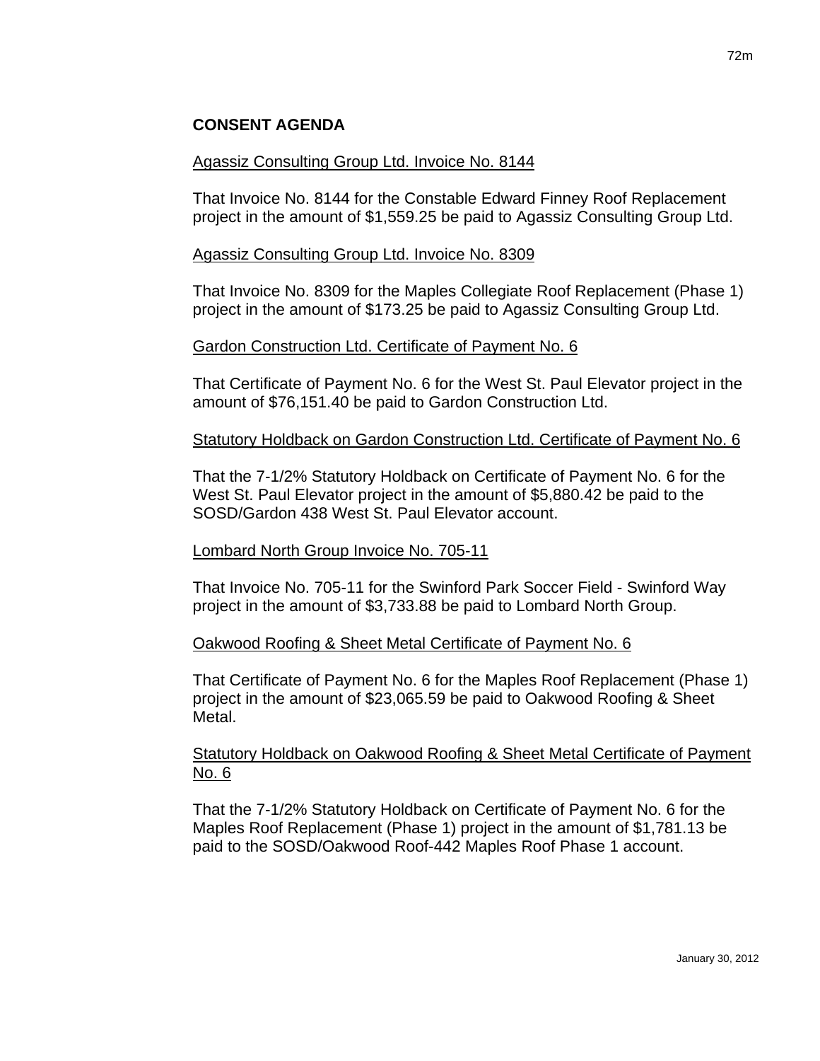## CONSENT AGENDA

Agassiz Consulting Group Ltd. Invoice No. 8144

That Invoice No. 8144 for the Constable Edward Finney Roof Replacement project in the amount of $1,559.25 be paid to Agassiz Consulting Group Ltd.

Agassiz Consulting Group Ltd. Invoice No. 8309

That Invoice No. 8309 for the Maples Collegiate Roof Replacement (Phase 1) project in the amount of $173.25 be paid to Agassiz Consulting Group Ltd.

Gardon Construction Ltd. Certificate of Payment No. 6

That Certificate of Payment No. 6 for the West St. Paul Elevator project in the amount of $76,151.40 be paid to Gardon Construction Ltd.

Statutory Holdback on Gardon Construction Ltd. Certificate of Payment No. 6

That the 7-1/2% Statutory Holdback on Certificate of Payment No. 6 for the West St. Paul Elevator project in the amount of $5,880.42 be paid to the SOSD/Gardon 438 West St. Paul Elevator account.

Lombard North Group Invoice No. 705-11

That Invoice No. 705-11 for the Swinford Park Soccer Field - Swinford Way project in the amount of $3,733.88 be paid to Lombard North Group.

Oakwood Roofing & Sheet Metal Certificate of Payment No. 6

That Certificate of Payment No. 6 for the Maples Roof Replacement (Phase 1) project in the amount of $23,065.59 be paid to Oakwood Roofing & Sheet Metal.

Statutory Holdback on Oakwood Roofing & Sheet Metal Certificate of Payment No. 6

That the 7-1/2% Statutory Holdback on Certificate of Payment No. 6 for the Maples Roof Replacement (Phase 1) project in the amount of $1,781.13 be paid to the SOSD/Oakwood Roof-442 Maples Roof Phase 1 account.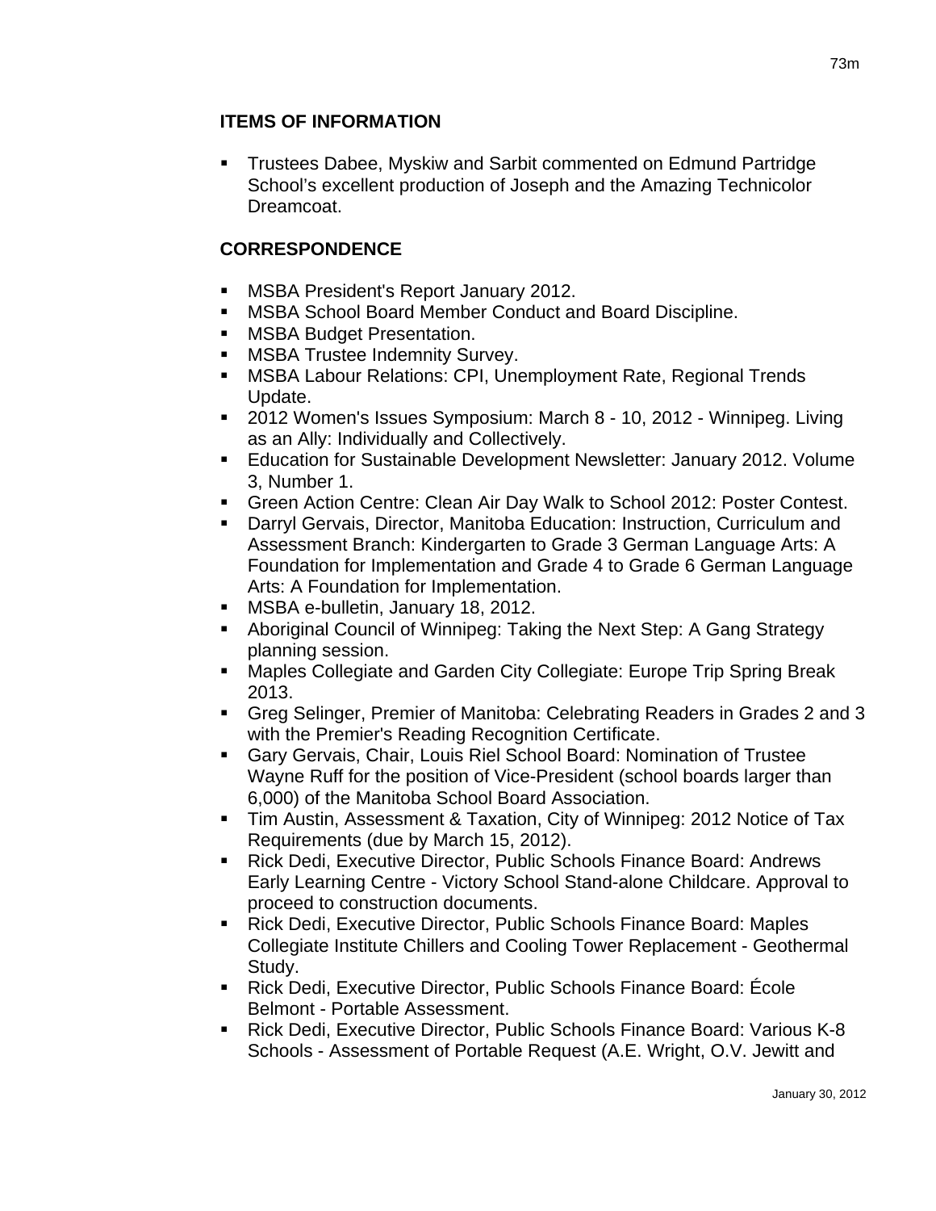## ITEMS OF INFORMATION

- Trustees Dabee, Myskiw and Sarbit commented on Edmund Partridge School's excellent production of Joseph and the Amazing Technicolor Dreamcoat.

## CORRESPONDENCE

- MSBA President's Report January 2012.
- MSBA School Board Member Conduct and Board Discipline.
- MSBA Budget Presentation.
- MSBA Trustee Indemnity Survey.
- MSBA Labour Relations: CPI, Unemployment Rate, Regional Trends Update.
- 2012 Women's Issues Symposium: March 8 - 10, 2012 - Winnipeg. Living as an Ally: Individually and Collectively.
- Education for Sustainable Development Newsletter: January 2012. Volume 3, Number 1.
- Green Action Centre: Clean Air Day Walk to School 2012: Poster Contest.
- Darryl Gervais, Director, Manitoba Education: Instruction, Curriculum and Assessment Branch: Kindergarten to Grade 3 German Language Arts: A Foundation for Implementation and Grade 4 to Grade 6 German Language Arts: A Foundation for Implementation.
- MSBA e-bulletin, January 18, 2012.
- Aboriginal Council of Winnipeg: Taking the Next Step: A Gang Strategy planning session.
- Maples Collegiate and Garden City Collegiate: Europe Trip Spring Break 2013.
- Greg Selinger, Premier of Manitoba: Celebrating Readers in Grades 2 and 3 with the Premier's Reading Recognition Certificate.
- Gary Gervais, Chair, Louis Riel School Board: Nomination of Trustee Wayne Ruff for the position of Vice-President (school boards larger than 6,000) of the Manitoba School Board Association.
- Tim Austin, Assessment & Taxation, City of Winnipeg: 2012 Notice of Tax Requirements (due by March 15, 2012).
- Rick Dedi, Executive Director, Public Schools Finance Board: Andrews Early Learning Centre - Victory School Stand-alone Childcare. Approval to proceed to construction documents.
- Rick Dedi, Executive Director, Public Schools Finance Board: Maples Collegiate Institute Chillers and Cooling Tower Replacement - Geothermal Study.
- Rick Dedi, Executive Director, Public Schools Finance Board: École Belmont - Portable Assessment.
- Rick Dedi, Executive Director, Public Schools Finance Board: Various K-8 Schools - Assessment of Portable Request (A.E. Wright, O.V. Jewitt and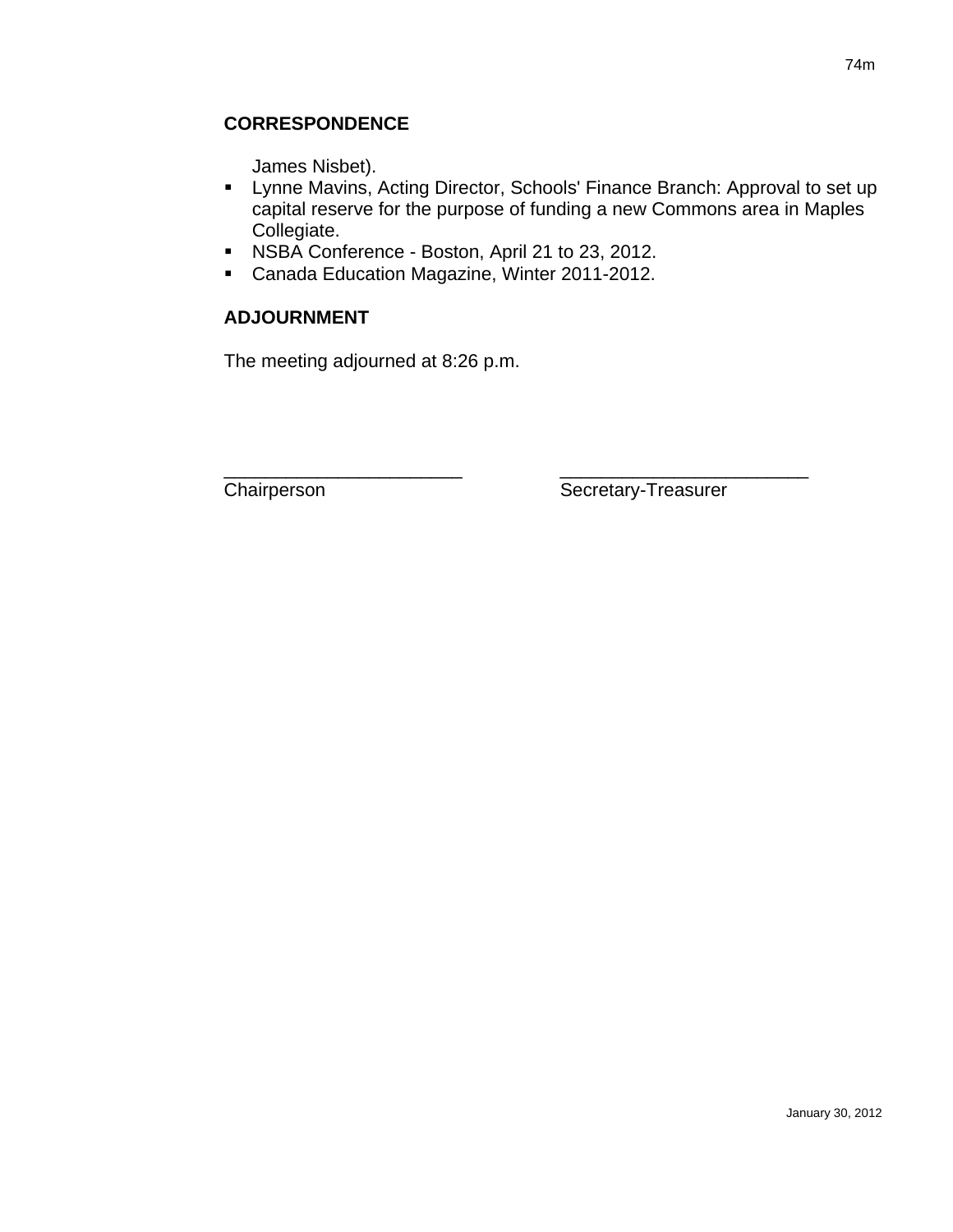## CORRESPONDENCE

James Nisbet).

- Lynne Mavins, Acting Director, Schools' Finance Branch: Approval to set up capital reserve for the purpose of funding a new Commons area in Maples Collegiate.
- NSBA Conference - Boston, April 21 to 23, 2012.
- Canada Education Magazine, Winter 2011-2012.

## ADJOURNMENT

The meeting adjourned at 8:26 p.m.

_______________________ _______________________

Chairperson Secretary-Treasurer